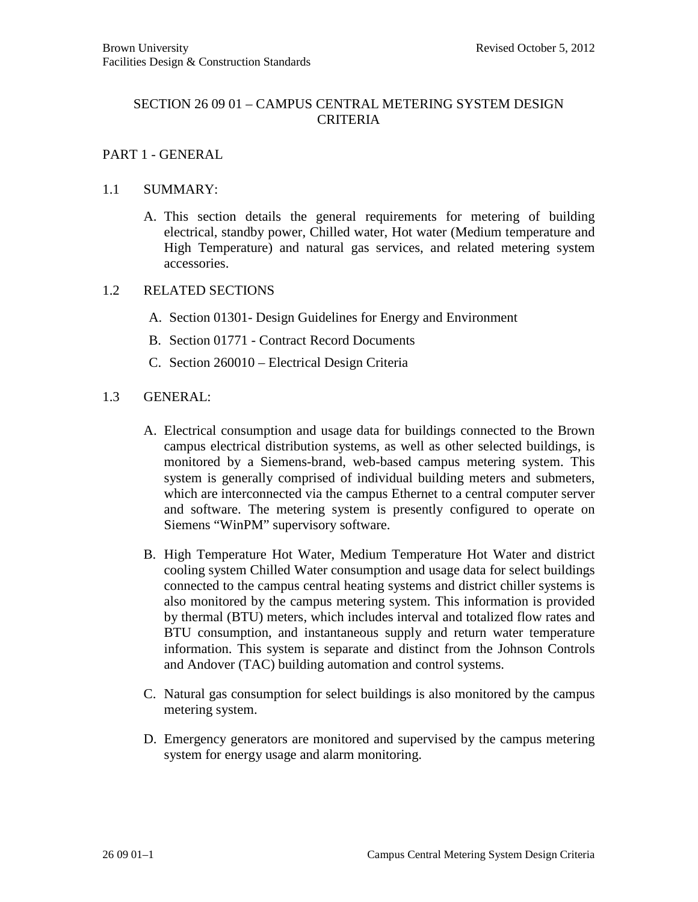# SECTION 26 09 01 – CAMPUS CENTRAL METERING SYSTEM DESIGN CRITERIA

## PART 1 - GENERAL

### 1.1 SUMMARY:

A. This section details the general requirements for metering of building electrical, standby power, Chilled water, Hot water (Medium temperature and High Temperature) and natural gas services, and related metering system accessories.

### 1.2 RELATED SECTIONS

A. Section 01301- Design Guidelines for Energy and Environment

B. Section 01771 - Contract Record Documents

C. Section 260010 – Electrical Design Criteria

### 1.3 GENERAL:

A. Electrical consumption and usage data for buildings connected to the Brown campus electrical distribution systems, as well as other selected buildings, is monitored by a Siemens-brand, web-based campus metering system. This system is generally comprised of individual building meters and submeters, which are interconnected via the campus Ethernet to a central computer server and software. The metering system is presently configured to operate on Siemens "WinPM" supervisory software.

B. High Temperature Hot Water, Medium Temperature Hot Water and district cooling system Chilled Water consumption and usage data for select buildings connected to the campus central heating systems and district chiller systems is also monitored by the campus metering system. This information is provided by thermal (BTU) meters, which includes interval and totalized flow rates and BTU consumption, and instantaneous supply and return water temperature information. This system is separate and distinct from the Johnson Controls and Andover (TAC) building automation and control systems.

C. Natural gas consumption for select buildings is also monitored by the campus metering system.

D. Emergency generators are monitored and supervised by the campus metering system for energy usage and alarm monitoring.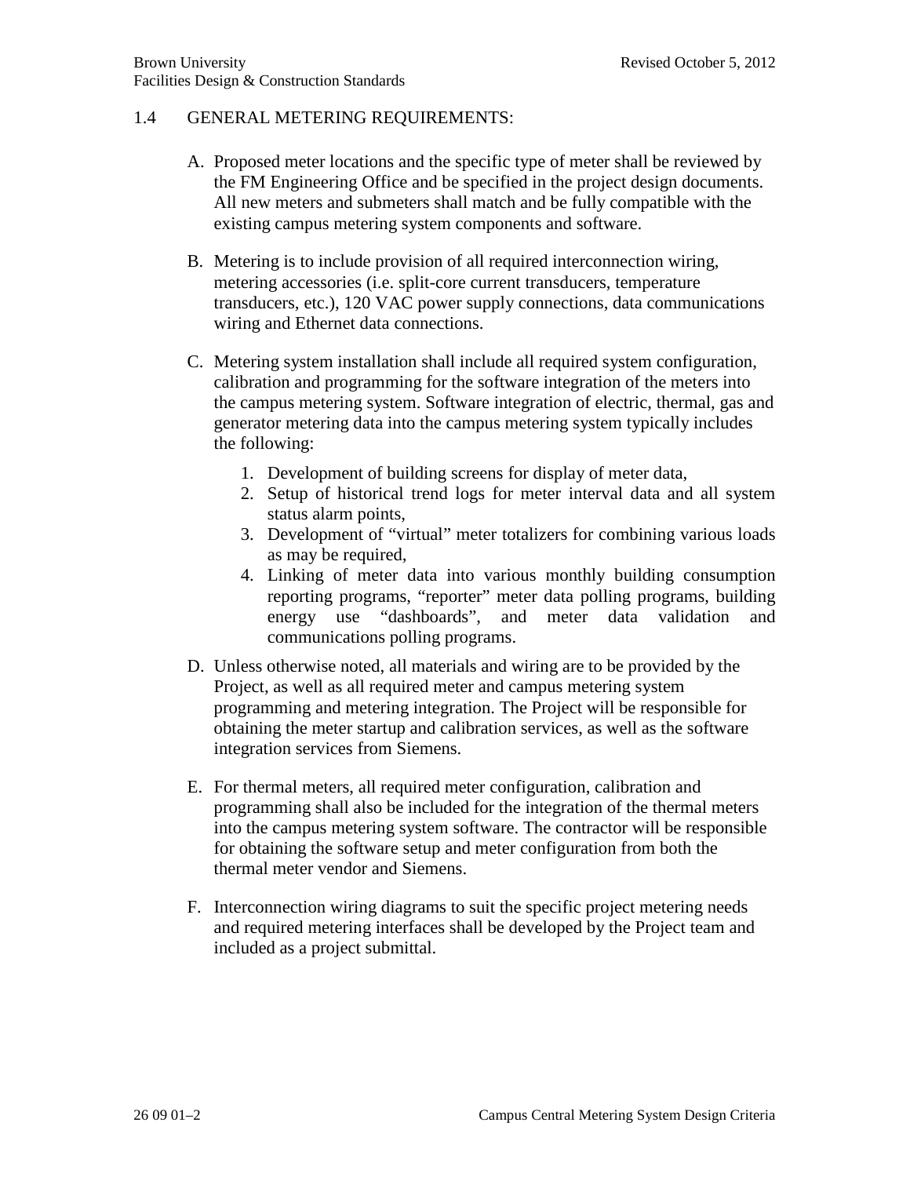## 1.4 GENERAL METERING REQUIREMENTS:

A. Proposed meter locations and the specific type of meter shall be reviewed by the FM Engineering Office and be specified in the project design documents. All new meters and submeters shall match and be fully compatible with the existing campus metering system components and software.

B. Metering is to include provision of all required interconnection wiring, metering accessories (i.e. split-core current transducers, temperature transducers, etc.), 120 VAC power supply connections, data communications wiring and Ethernet data connections.

C. Metering system installation shall include all required system configuration, calibration and programming for the software integration of the meters into the campus metering system. Software integration of electric, thermal, gas and generator metering data into the campus metering system typically includes the following:

   1. Development of building screens for display of meter data,
   2. Setup of historical trend logs for meter interval data and all system status alarm points,
   3. Development of "virtual" meter totalizers for combining various loads as may be required,
   4. Linking of meter data into various monthly building consumption reporting programs, "reporter" meter data polling programs, building energy use "dashboards", and meter data validation and communications polling programs.

D. Unless otherwise noted, all materials and wiring are to be provided by the Project, as well as all required meter and campus metering system programming and metering integration. The Project will be responsible for obtaining the meter startup and calibration services, as well as the software integration services from Siemens.

E. For thermal meters, all required meter configuration, calibration and programming shall also be included for the integration of the thermal meters into the campus metering system software. The contractor will be responsible for obtaining the software setup and meter configuration from both the thermal meter vendor and Siemens.

F. Interconnection wiring diagrams to suit the specific project metering needs and required metering interfaces shall be developed by the Project team and included as a project submittal.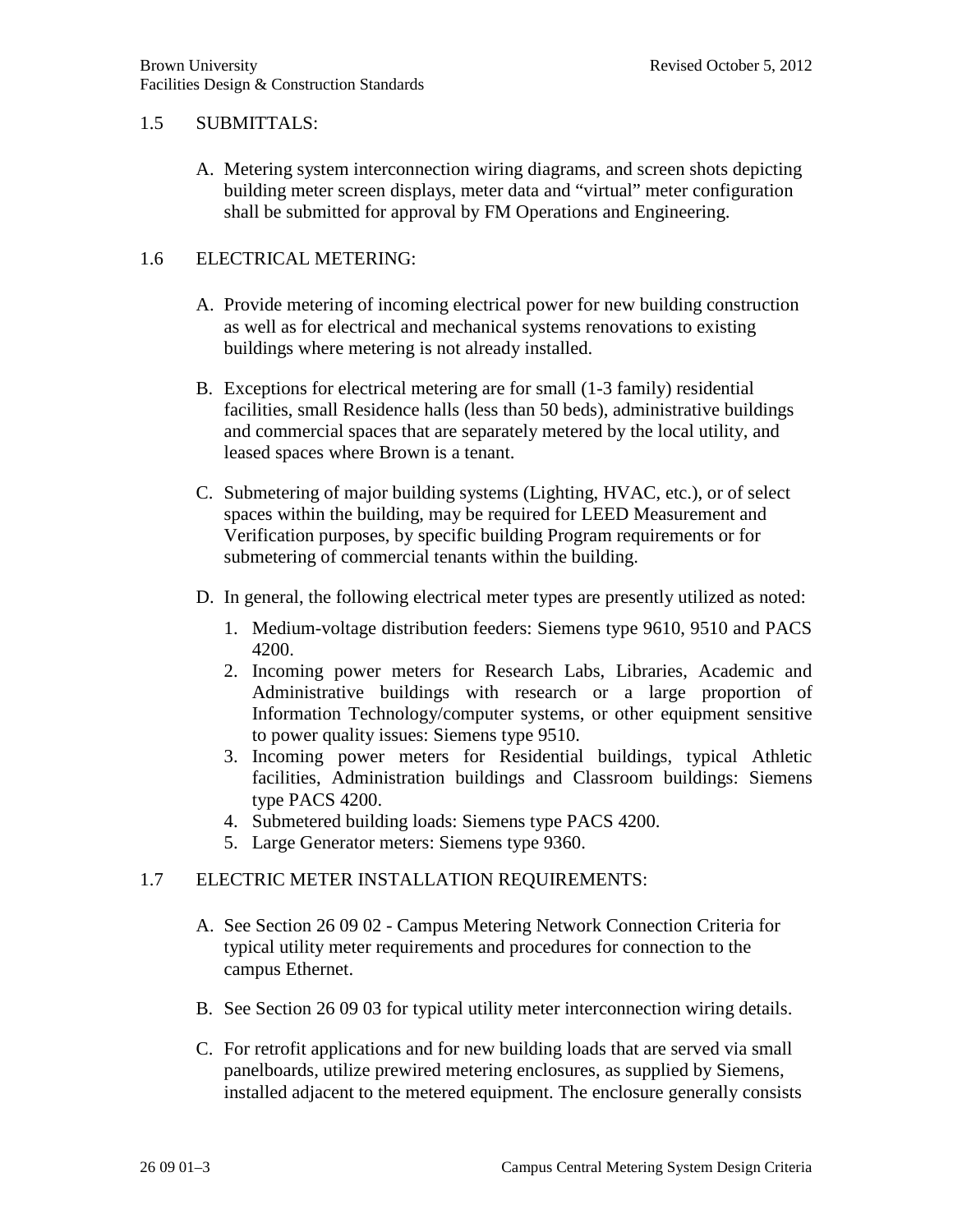## 1.5 SUBMITTALS:

A. Metering system interconnection wiring diagrams, and screen shots depicting building meter screen displays, meter data and "virtual" meter configuration shall be submitted for approval by FM Operations and Engineering.

## 1.6 ELECTRICAL METERING:

A. Provide metering of incoming electrical power for new building construction as well as for electrical and mechanical systems renovations to existing buildings where metering is not already installed.

B. Exceptions for electrical metering are for small (1-3 family) residential facilities, small Residence halls (less than 50 beds), administrative buildings and commercial spaces that are separately metered by the local utility, and leased spaces where Brown is a tenant.

C. Submetering of major building systems (Lighting, HVAC, etc.), or of select spaces within the building, may be required for LEED Measurement and Verification purposes, by specific building Program requirements or for submetering of commercial tenants within the building.

D. In general, the following electrical meter types are presently utilized as noted:

1. Medium-voltage distribution feeders: Siemens type 9610, 9510 and PACS 4200.
2. Incoming power meters for Research Labs, Libraries, Academic and Administrative buildings with research or a large proportion of Information Technology/computer systems, or other equipment sensitive to power quality issues: Siemens type 9510.
3. Incoming power meters for Residential buildings, typical Athletic facilities, Administration buildings and Classroom buildings: Siemens type PACS 4200.
4. Submetered building loads: Siemens type PACS 4200.
5. Large Generator meters: Siemens type 9360.

## 1.7 ELECTRIC METER INSTALLATION REQUIREMENTS:

A. See Section 26 09 02 - Campus Metering Network Connection Criteria for typical utility meter requirements and procedures for connection to the campus Ethernet.

B. See Section 26 09 03 for typical utility meter interconnection wiring details.

C. For retrofit applications and for new building loads that are served via small panelboards, utilize prewired metering enclosures, as supplied by Siemens, installed adjacent to the metered equipment. The enclosure generally consists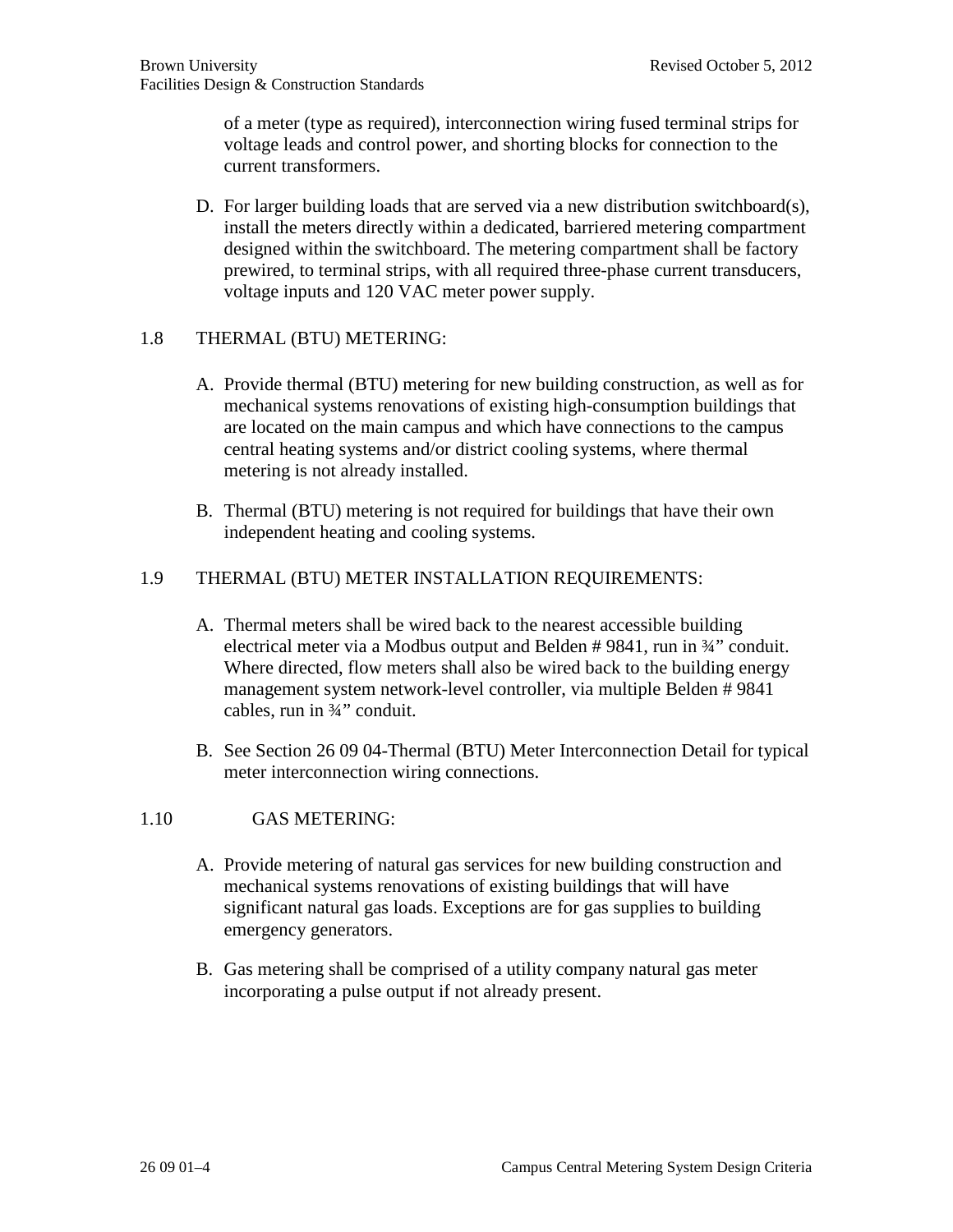of a meter (type as required), interconnection wiring fused terminal strips for voltage leads and control power, and shorting blocks for connection to the current transformers.

D. For larger building loads that are served via a new distribution switchboard(s), install the meters directly within a dedicated, barriered metering compartment designed within the switchboard. The metering compartment shall be factory prewired, to terminal strips, with all required three-phase current transducers, voltage inputs and 120 VAC meter power supply.

## 1.8 THERMAL (BTU) METERING:

A. Provide thermal (BTU) metering for new building construction, as well as for mechanical systems renovations of existing high-consumption buildings that are located on the main campus and which have connections to the campus central heating systems and/or district cooling systems, where thermal metering is not already installed.

B. Thermal (BTU) metering is not required for buildings that have their own independent heating and cooling systems.

## 1.9 THERMAL (BTU) METER INSTALLATION REQUIREMENTS:

A. Thermal meters shall be wired back to the nearest accessible building electrical meter via a Modbus output and Belden # 9841, run in ¾" conduit. Where directed, flow meters shall also be wired back to the building energy management system network-level controller, via multiple Belden # 9841 cables, run in ¾" conduit.

B. See Section 26 09 04-Thermal (BTU) Meter Interconnection Detail for typical meter interconnection wiring connections.

## 1.10 GAS METERING:

A. Provide metering of natural gas services for new building construction and mechanical systems renovations of existing buildings that will have significant natural gas loads. Exceptions are for gas supplies to building emergency generators.

B. Gas metering shall be comprised of a utility company natural gas meter incorporating a pulse output if not already present.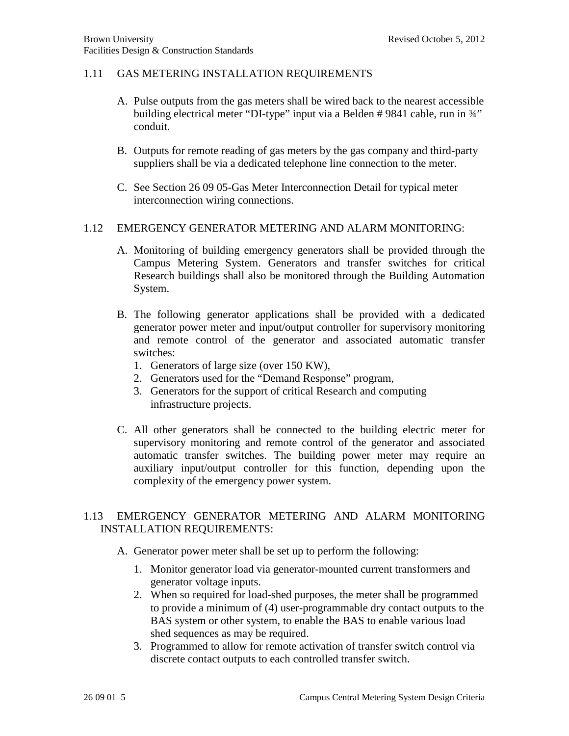## 1.11 GAS METERING INSTALLATION REQUIREMENTS

A. Pulse outputs from the gas meters shall be wired back to the nearest accessible building electrical meter "DI-type" input via a Belden # 9841 cable, run in ¾" conduit.

B. Outputs for remote reading of gas meters by the gas company and third-party suppliers shall be via a dedicated telephone line connection to the meter.

C. See Section 26 09 05-Gas Meter Interconnection Detail for typical meter interconnection wiring connections.

## 1.12 EMERGENCY GENERATOR METERING AND ALARM MONITORING:

A. Monitoring of building emergency generators shall be provided through the Campus Metering System. Generators and transfer switches for critical Research buildings shall also be monitored through the Building Automation System.

B. The following generator applications shall be provided with a dedicated generator power meter and input/output controller for supervisory monitoring and remote control of the generator and associated automatic transfer switches:
   1. Generators of large size (over 150 KW),
   2. Generators used for the "Demand Response" program,
   3. Generators for the support of critical Research and computing infrastructure projects.

C. All other generators shall be connected to the building electric meter for supervisory monitoring and remote control of the generator and associated automatic transfer switches. The building power meter may require an auxiliary input/output controller for this function, depending upon the complexity of the emergency power system.

## 1.13 EMERGENCY GENERATOR METERING AND ALARM MONITORING INSTALLATION REQUIREMENTS:

A. Generator power meter shall be set up to perform the following:

   1. Monitor generator load via generator-mounted current transformers and generator voltage inputs.
   2. When so required for load-shed purposes, the meter shall be programmed to provide a minimum of (4) user-programmable dry contact outputs to the BAS system or other system, to enable the BAS to enable various load shed sequences as may be required.
   3. Programmed to allow for remote activation of transfer switch control via discrete contact outputs to each controlled transfer switch.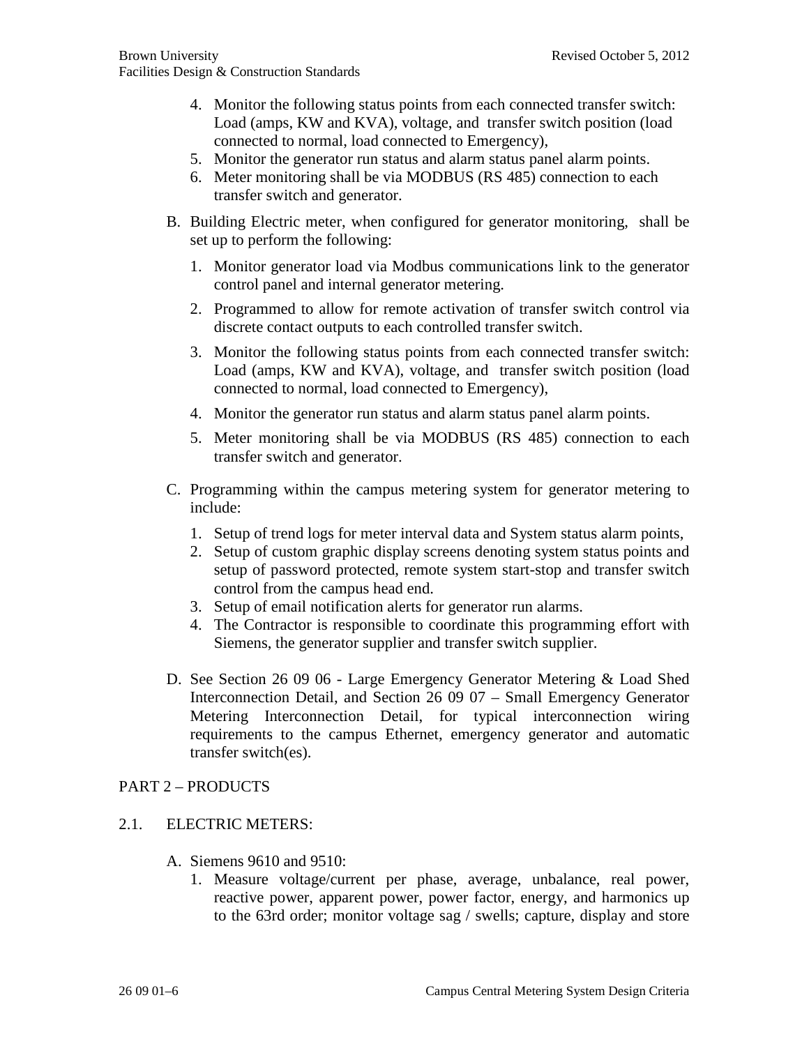4. Monitor the following status points from each connected transfer switch: Load (amps, KW and KVA), voltage, and transfer switch position (load connected to normal, load connected to Emergency),
5. Monitor the generator run status and alarm status panel alarm points.
6. Meter monitoring shall be via MODBUS (RS 485) connection to each transfer switch and generator.

B. Building Electric meter, when configured for generator monitoring, shall be set up to perform the following:

1. Monitor generator load via Modbus communications link to the generator control panel and internal generator metering.
2. Programmed to allow for remote activation of transfer switch control via discrete contact outputs to each controlled transfer switch.
3. Monitor the following status points from each connected transfer switch: Load (amps, KW and KVA), voltage, and transfer switch position (load connected to normal, load connected to Emergency),
4. Monitor the generator run status and alarm status panel alarm points.
5. Meter monitoring shall be via MODBUS (RS 485) connection to each transfer switch and generator.

C. Programming within the campus metering system for generator metering to include:

1. Setup of trend logs for meter interval data and System status alarm points,
2. Setup of custom graphic display screens denoting system status points and setup of password protected, remote system start-stop and transfer switch control from the campus head end.
3. Setup of email notification alerts for generator run alarms.
4. The Contractor is responsible to coordinate this programming effort with Siemens, the generator supplier and transfer switch supplier.

D. See Section 26 09 06 - Large Emergency Generator Metering & Load Shed Interconnection Detail, and Section 26 09 07 – Small Emergency Generator Metering Interconnection Detail, for typical interconnection wiring requirements to the campus Ethernet, emergency generator and automatic transfer switch(es).

## PART 2 – PRODUCTS

### 2.1. ELECTRIC METERS:

A. Siemens 9610 and 9510:

1. Measure voltage/current per phase, average, unbalance, real power, reactive power, apparent power, power factor, energy, and harmonics up to the 63rd order; monitor voltage sag / swells; capture, display and store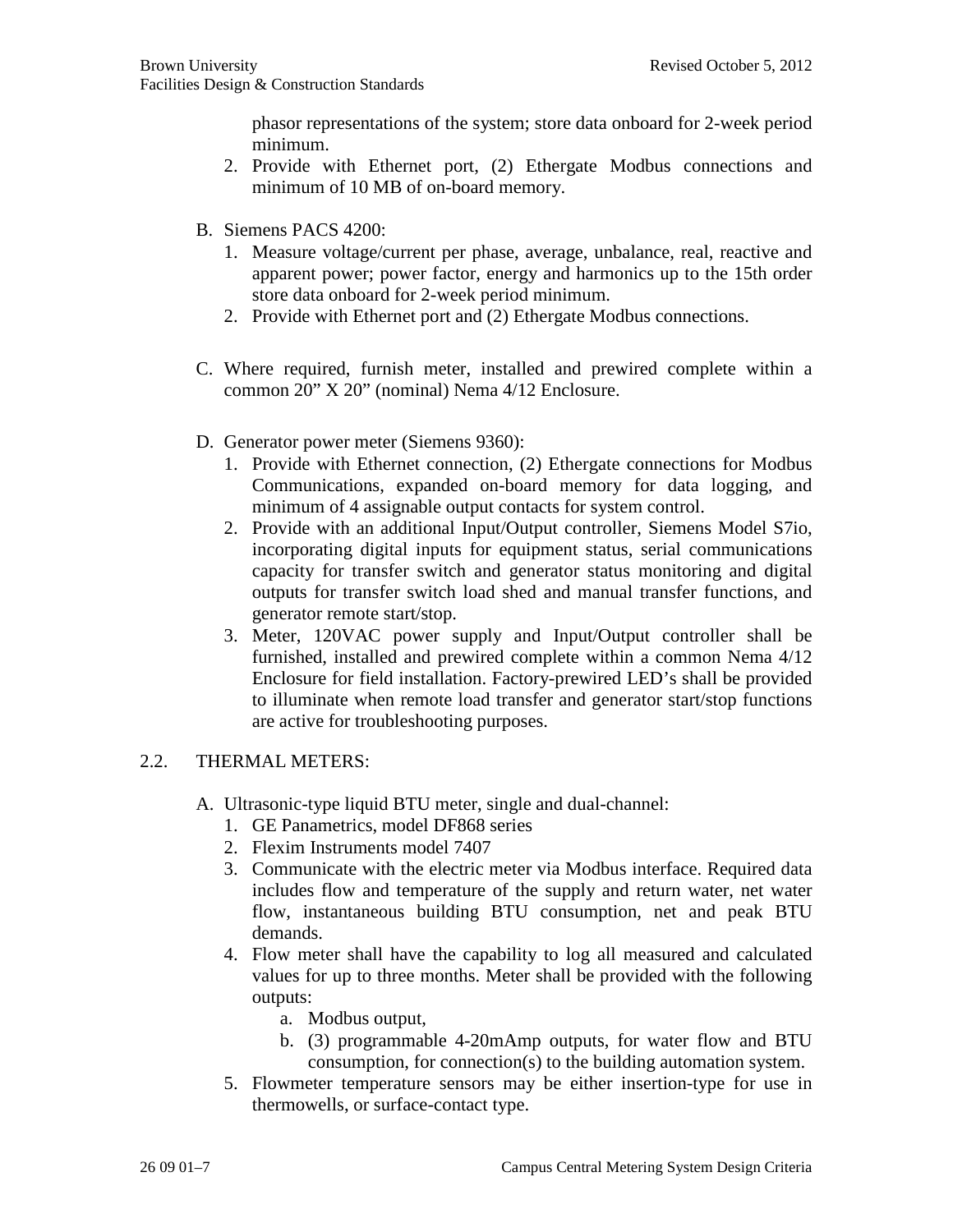phasor representations of the system; store data onboard for 2-week period minimum.

2. Provide with Ethernet port, (2) Ethergate Modbus connections and minimum of 10 MB of on-board memory.

B. Siemens PACS 4200:

1. Measure voltage/current per phase, average, unbalance, real, reactive and apparent power; power factor, energy and harmonics up to the 15th order store data onboard for 2-week period minimum.
2. Provide with Ethernet port and (2) Ethergate Modbus connections.

C. Where required, furnish meter, installed and prewired complete within a common 20” X 20” (nominal) Nema 4/12 Enclosure.

D. Generator power meter (Siemens 9360):

1. Provide with Ethernet connection, (2) Ethergate connections for Modbus Communications, expanded on-board memory for data logging, and minimum of 4 assignable output contacts for system control.
2. Provide with an additional Input/Output controller, Siemens Model S7io, incorporating digital inputs for equipment status, serial communications capacity for transfer switch and generator status monitoring and digital outputs for transfer switch load shed and manual transfer functions, and generator remote start/stop.
3. Meter, 120VAC power supply and Input/Output controller shall be furnished, installed and prewired complete within a common Nema 4/12 Enclosure for field installation. Factory-prewired LED’s shall be provided to illuminate when remote load transfer and generator start/stop functions are active for troubleshooting purposes.

## 2.2. THERMAL METERS:

A. Ultrasonic-type liquid BTU meter, single and dual-channel:

1. GE Panametrics, model DF868 series
2. Flexim Instruments model 7407
3. Communicate with the electric meter via Modbus interface. Required data includes flow and temperature of the supply and return water, net water flow, instantaneous building BTU consumption, net and peak BTU demands.
4. Flow meter shall have the capability to log all measured and calculated values for up to three months. Meter shall be provided with the following outputs:
   a. Modbus output,
   b. (3) programmable 4-20mAmp outputs, for water flow and BTU consumption, for connection(s) to the building automation system.
5. Flowmeter temperature sensors may be either insertion-type for use in thermowells, or surface-contact type.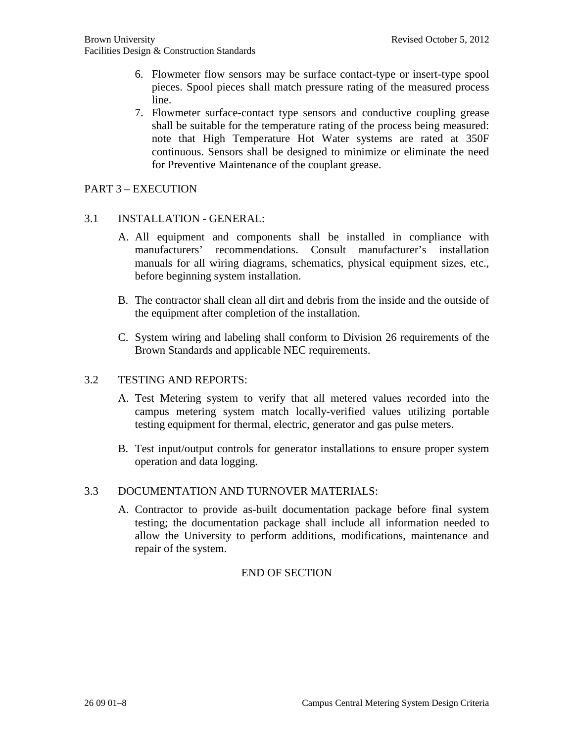6. Flowmeter flow sensors may be surface contact-type or insert-type spool pieces. Spool pieces shall match pressure rating of the measured process line.
7. Flowmeter surface-contact type sensors and conductive coupling grease shall be suitable for the temperature rating of the process being measured: note that High Temperature Hot Water systems are rated at 350F continuous. Sensors shall be designed to minimize or eliminate the need for Preventive Maintenance of the couplant grease.

## PART 3 – EXECUTION

### 3.1 INSTALLATION - GENERAL:

A. All equipment and components shall be installed in compliance with manufacturers' recommendations. Consult manufacturer's installation manuals for all wiring diagrams, schematics, physical equipment sizes, etc., before beginning system installation.

B. The contractor shall clean all dirt and debris from the inside and the outside of the equipment after completion of the installation.

C. System wiring and labeling shall conform to Division 26 requirements of the Brown Standards and applicable NEC requirements.

### 3.2 TESTING AND REPORTS:

A. Test Metering system to verify that all metered values recorded into the campus metering system match locally-verified values utilizing portable testing equipment for thermal, electric, generator and gas pulse meters.

B. Test input/output controls for generator installations to ensure proper system operation and data logging.

### 3.3 DOCUMENTATION AND TURNOVER MATERIALS:

A. Contractor to provide as-built documentation package before final system testing; the documentation package shall include all information needed to allow the University to perform additions, modifications, maintenance and repair of the system.

END OF SECTION